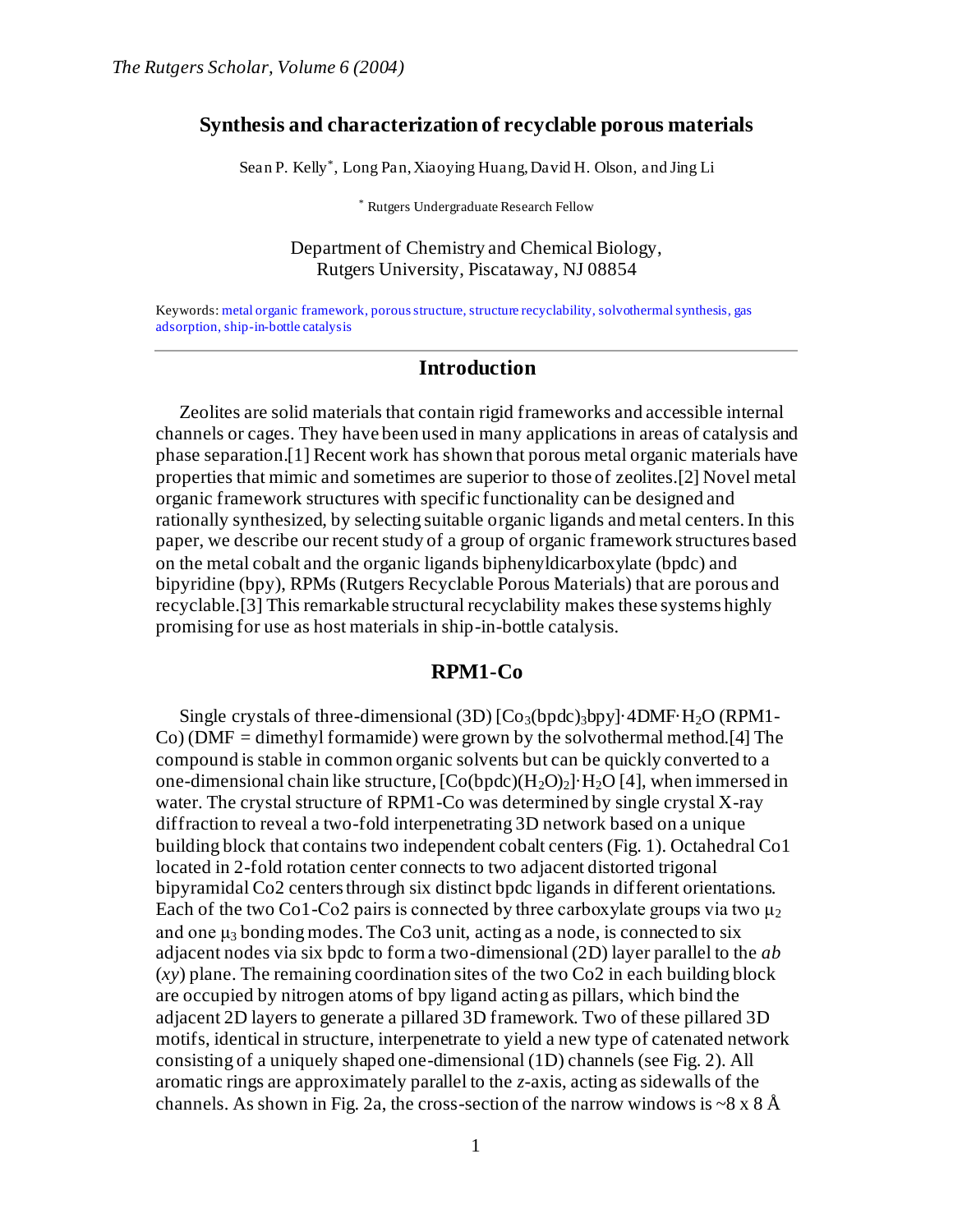# Synthesis and characterization of recyclable porous materials

Sean P. Kelly*, Long Pan, Xiaoying Huang, David H. Olson, and Jing Li

* Rutgers Undergraduate Research Fellow

Department of Chemistry and Chemical Biology,
Rutgers University, Piscataway, NJ 08854

Keywords: metal organic framework, porous structure, structure recyclability, solvothermal synthesis, gas adsorption, ship-in-bottle catalysis

## Introduction

Zeolites are solid materials that contain rigid frameworks and accessible internal channels or cages. They have been used in many applications in areas of catalysis and phase separation.[1] Recent work has shown that porous metal organic materials have properties that mimic and sometimes are superior to those of zeolites.[2] Novel metal organic framework structures with specific functionality can be designed and rationally synthesized, by selecting suitable organic ligands and metal centers. In this paper, we describe our recent study of a group of organic framework structures based on the metal cobalt and the organic ligands biphenyldicarboxylate (bpdc) and bipyridine (bpy), RPMs (Rutgers Recyclable Porous Materials) that are porous and recyclable.[3] This remarkable structural recyclability makes these systems highly promising for use as host materials in ship-in-bottle catalysis.

## RPM1-Co

Single crystals of three-dimensional (3D) $[Co_3(bpdc)_3bpy]\cdot 4DMF\cdot H_2O$ (RPM1-Co) (DMF = dimethyl formamide) were grown by the solvothermal method.[4] The compound is stable in common organic solvents but can be quickly converted to a one-dimensional chain like structure, $[Co(bpdc)(H_2O)_2]\cdot H_2O$ [4], when immersed in water. The crystal structure of RPM1-Co was determined by single crystal X-ray diffraction to reveal a two-fold interpenetrating 3D network based on a unique building block that contains two independent cobalt centers (Fig. 1). Octahedral Co1 located in 2-fold rotation center connects to two adjacent distorted trigonal bipyramidal Co2 centers through six distinct bpdc ligands in different orientations. Each of the two Co1-Co2 pairs is connected by three carboxylate groups via two $\mu_2$ and one $\mu_3$ bonding modes. The Co3 unit, acting as a node, is connected to six adjacent nodes via six bpdc to form a two-dimensional (2D) layer parallel to the *ab* (*xy*) plane. The remaining coordination sites of the two Co2 in each building block are occupied by nitrogen atoms of bpy ligand acting as pillars, which bind the adjacent 2D layers to generate a pillared 3D framework. Two of these pillared 3D motifs, identical in structure, interpenetrate to yield a new type of catenated network consisting of a uniquely shaped one-dimensional (1D) channels (see Fig. 2). All aromatic rings are approximately parallel to the *z*-axis, acting as sidewalls of the channels. As shown in Fig. 2a, the cross-section of the narrow windows is ~8 x 8 Å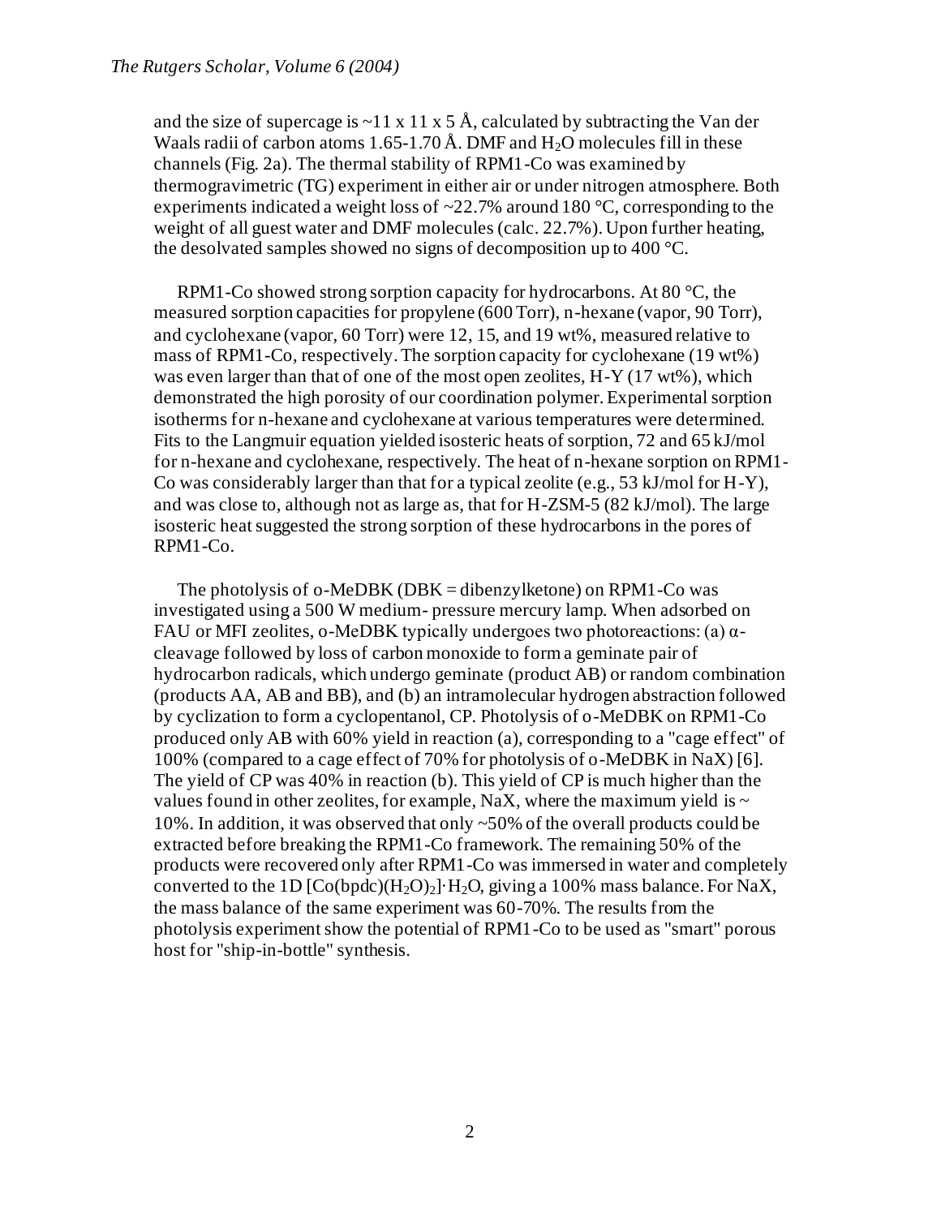and the size of supercage is ~11 x 11 x 5 Å, calculated by subtracting the Van der Waals radii of carbon atoms 1.65-1.70 Å. DMF and $H_2O$ molecules fill in these channels (Fig. 2a). The thermal stability of RPM1-Co was examined by thermogravimetric (TG) experiment in either air or under nitrogen atmosphere. Both experiments indicated a weight loss of ~22.7% around 180 °C, corresponding to the weight of all guest water and DMF molecules (calc. 22.7%). Upon further heating, the desolvated samples showed no signs of decomposition up to 400 °C.

RPM1-Co showed strong sorption capacity for hydrocarbons. At 80 °C, the measured sorption capacities for propylene (600 Torr), n-hexane (vapor, 90 Torr), and cyclohexane (vapor, 60 Torr) were 12, 15, and 19 wt%, measured relative to mass of RPM1-Co, respectively. The sorption capacity for cyclohexane (19 wt%) was even larger than that of one of the most open zeolites, H-Y (17 wt%), which demonstrated the high porosity of our coordination polymer. Experimental sorption isotherms for n-hexane and cyclohexane at various temperatures were determined. Fits to the Langmuir equation yielded isosteric heats of sorption, 72 and 65 kJ/mol for n-hexane and cyclohexane, respectively. The heat of n-hexane sorption on RPM1-Co was considerably larger than that for a typical zeolite (e.g., 53 kJ/mol for H-Y), and was close to, although not as large as, that for H-ZSM-5 (82 kJ/mol). The large isosteric heat suggested the strong sorption of these hydrocarbons in the pores of RPM1-Co.

The photolysis of o-MeDBK (DBK = dibenzylketone) on RPM1-Co was investigated using a 500 W medium- pressure mercury lamp. When adsorbed on FAU or MFI zeolites, o-MeDBK typically undergoes two photoreactions: (a) α-cleavage followed by loss of carbon monoxide to form a geminate pair of hydrocarbon radicals, which undergo geminate (product AB) or random combination (products AA, AB and BB), and (b) an intramolecular hydrogen abstraction followed by cyclization to form a cyclopentanol, CP. Photolysis of o-MeDBK on RPM1-Co produced only AB with 60% yield in reaction (a), corresponding to a "cage effect" of 100% (compared to a cage effect of 70% for photolysis of o-MeDBK in NaX) [6]. The yield of CP was 40% in reaction (b). This yield of CP is much higher than the values found in other zeolites, for example, NaX, where the maximum yield is ~ 10%. In addition, it was observed that only ~50% of the overall products could be extracted before breaking the RPM1-Co framework. The remaining 50% of the products were recovered only after RPM1-Co was immersed in water and completely converted to the 1D $[Co(bpdc)(H_2O)_2]\cdot H_2O$, giving a 100% mass balance. For NaX, the mass balance of the same experiment was 60-70%. The results from the photolysis experiment show the potential of RPM1-Co to be used as "smart" porous host for "ship-in-bottle" synthesis.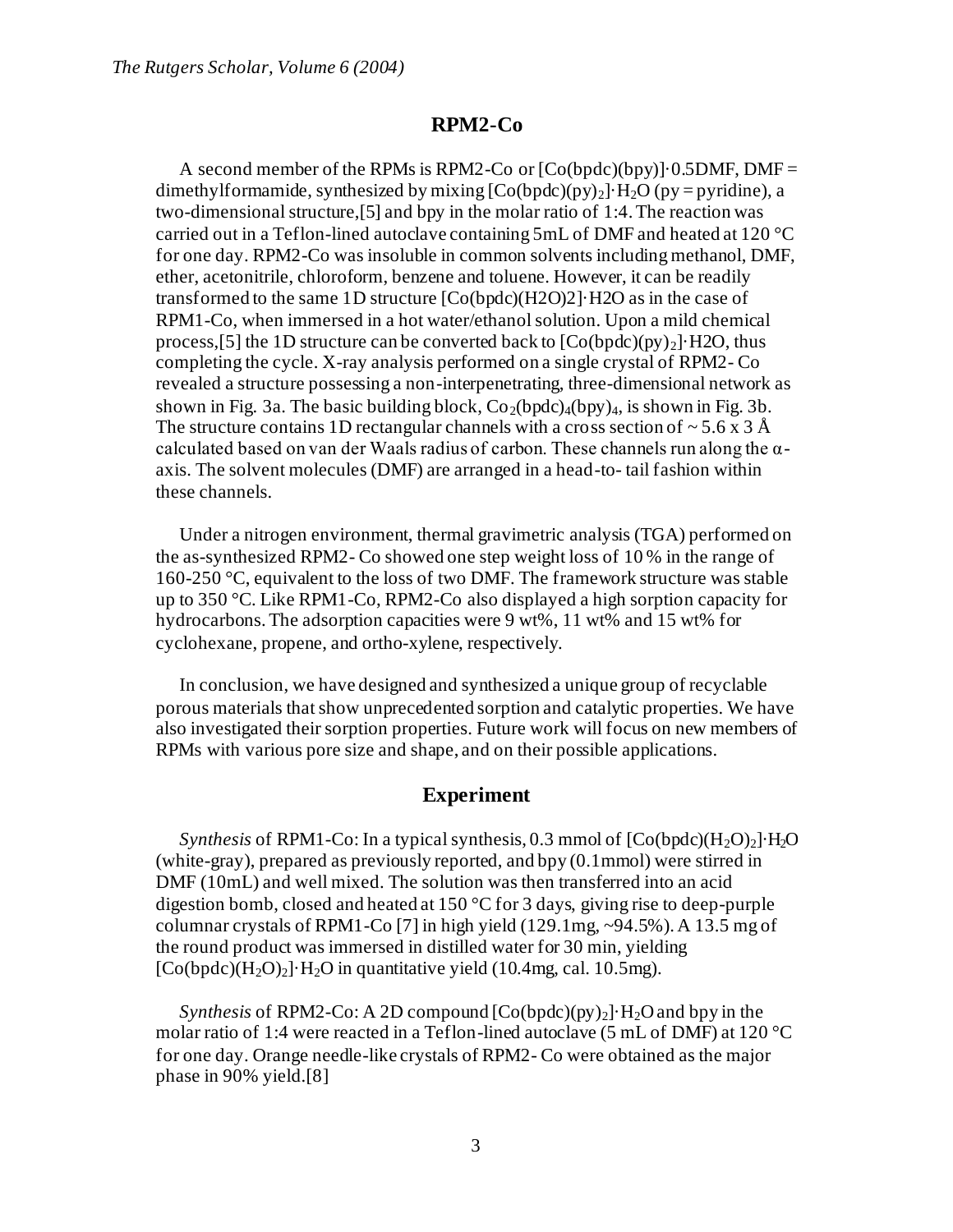## RPM2-Co

A second member of the RPMs is RPM2-Co or [Co(bpdc)(bpy)]·0.5DMF, DMF = dimethylformamide, synthesized by mixing [Co(bpdc)$(py)_2$]·$H_2O$ (py = pyridine), a two-dimensional structure,[5] and bpy in the molar ratio of 1:4. The reaction was carried out in a Teflon-lined autoclave containing 5mL of DMF and heated at 120 °C for one day. RPM2-Co was insoluble in common solvents including methanol, DMF, ether, acetonitrile, chloroform, benzene and toluene. However, it can be readily transformed to the same 1D structure [Co(bpdc)(H2O)2]·H2O as in the case of RPM1-Co, when immersed in a hot water/ethanol solution. Upon a mild chemical process,[5] the 1D structure can be converted back to [Co(bpdc)$(py)_2$]·H2O, thus completing the cycle. X-ray analysis performed on a single crystal of RPM2- Co revealed a structure possessing a non-interpenetrating, three-dimensional network as shown in Fig. 3a. The basic building block, $Co_2(bpdc)_4(bpy)_4$, is shown in Fig. 3b. The structure contains 1D rectangular channels with a cross section of ~ 5.6 x 3 Å calculated based on van der Waals radius of carbon. These channels run along the α-axis. The solvent molecules (DMF) are arranged in a head-to- tail fashion within these channels.

Under a nitrogen environment, thermal gravimetric analysis (TGA) performed on the as-synthesized RPM2- Co showed one step weight loss of 10 % in the range of 160-250 °C, equivalent to the loss of two DMF. The framework structure was stable up to 350 °C. Like RPM1-Co, RPM2-Co also displayed a high sorption capacity for hydrocarbons. The adsorption capacities were 9 wt%, 11 wt% and 15 wt% for cyclohexane, propene, and ortho-xylene, respectively.

In conclusion, we have designed and synthesized a unique group of recyclable porous materials that show unprecedented sorption and catalytic properties. We have also investigated their sorption properties. Future work will focus on new members of RPMs with various pore size and shape, and on their possible applications.

## Experiment

*Synthesis* of RPM1-Co: In a typical synthesis, 0.3 mmol of [Co(bpdc)$(H_2O)_2$]·$H_2O$ (white-gray), prepared as previously reported, and bpy (0.1mmol) were stirred in DMF (10mL) and well mixed. The solution was then transferred into an acid digestion bomb, closed and heated at 150 °C for 3 days, giving rise to deep-purple columnar crystals of RPM1-Co [7] in high yield (129.1mg, ~94.5%). A 13.5 mg of the round product was immersed in distilled water for 30 min, yielding [Co(bpdc)$(H_2O)_2$]·$H_2O$ in quantitative yield (10.4mg, cal. 10.5mg).

*Synthesis* of RPM2-Co: A 2D compound [Co(bpdc)$(py)_2$]·$H_2O$ and bpy in the molar ratio of 1:4 were reacted in a Teflon-lined autoclave (5 mL of DMF) at 120 °C for one day. Orange needle-like crystals of RPM2- Co were obtained as the major phase in 90% yield.[8]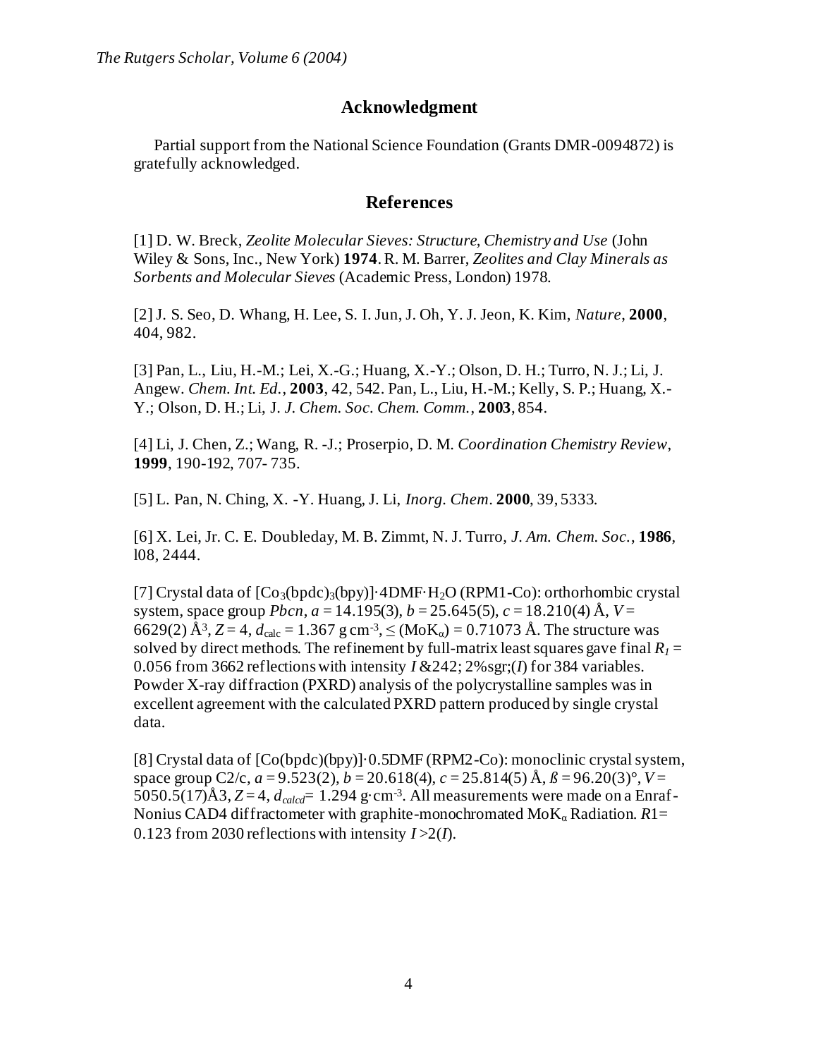## Acknowledgment

Partial support from the National Science Foundation (Grants DMR-0094872) is gratefully acknowledged.

## References

[1] D. W. Breck, *Zeolite Molecular Sieves: Structure, Chemistry and Use* (John Wiley & Sons, Inc., New York) **1974**. R. M. Barrer, *Zeolites and Clay Minerals as Sorbents and Molecular Sieves* (Academic Press, London) 1978.

[2] J. S. Seo, D. Whang, H. Lee, S. I. Jun, J. Oh, Y. J. Jeon, K. Kim, *Nature*, **2000**, 404, 982.

[3] Pan, L., Liu, H.-M.; Lei, X.-G.; Huang, X.-Y.; Olson, D. H.; Turro, N. J.; Li, J. Angew. *Chem. Int. Ed.*, **2003**, 42, 542. Pan, L., Liu, H.-M.; Kelly, S. P.; Huang, X.-Y.; Olson, D. H.; Li, J. *J. Chem. Soc. Chem. Comm.*, **2003**, 854.

[4] Li, J. Chen, Z.; Wang, R. -J.; Proserpio, D. M. *Coordination Chemistry Review*, **1999**, 190-192, 707- 735.

[5] L. Pan, N. Ching, X. -Y. Huang, J. Li, *Inorg. Chem.* **2000**, 39, 5333.

[6] X. Lei, Jr. C. E. Doubleday, M. B. Zimmt, N. J. Turro, *J. Am. Chem. Soc.*, **1986**, l08, 2444.

[7] Crystal data of $[Co_3(bpdc)_3(bpy)]\cdot 4DMF\cdot H_2O$ (RPM1-Co): orthorhombic crystal system, space group *Pbcn*, $a$ = 14.195(3), $b$ = 25.645(5), $c$ = 18.210(4) Å, $V$ = 6629(2) Å$^3$, $Z$ = 4, $d_{calc}$ = 1.367 g cm$^{-3}$, ≤ ($MoK_\alpha$) = 0.71073 Å. The structure was solved by direct methods. The refinement by full-matrix least squares gave final $R_1$ = 0.056 from 3662 reflections with intensity $I$ &242; 2%sgr;($I$) for 384 variables. Powder X-ray diffraction (PXRD) analysis of the polycrystalline samples was in excellent agreement with the calculated PXRD pattern produced by single crystal data.

[8] Crystal data of $[Co(bpdc)(bpy)]\cdot 0.5DMF$ (RPM2-Co): monoclinic crystal system, space group C2/c, $a$ = 9.523(2), $b$ = 20.618(4), $c$ = 25.814(5) Å, $\beta$ = 96.20(3)°, $V$ = 5050.5(17)Å3, $Z$ = 4, $d_{calcd}$= 1.294 g·cm$^{-3}$. All measurements were made on a Enraf-Nonius CAD4 diffractometer with graphite-monochromated $MoK_\alpha$ Radiation. $R1$= 0.123 from 2030 reflections with intensity $I$ >2($I$).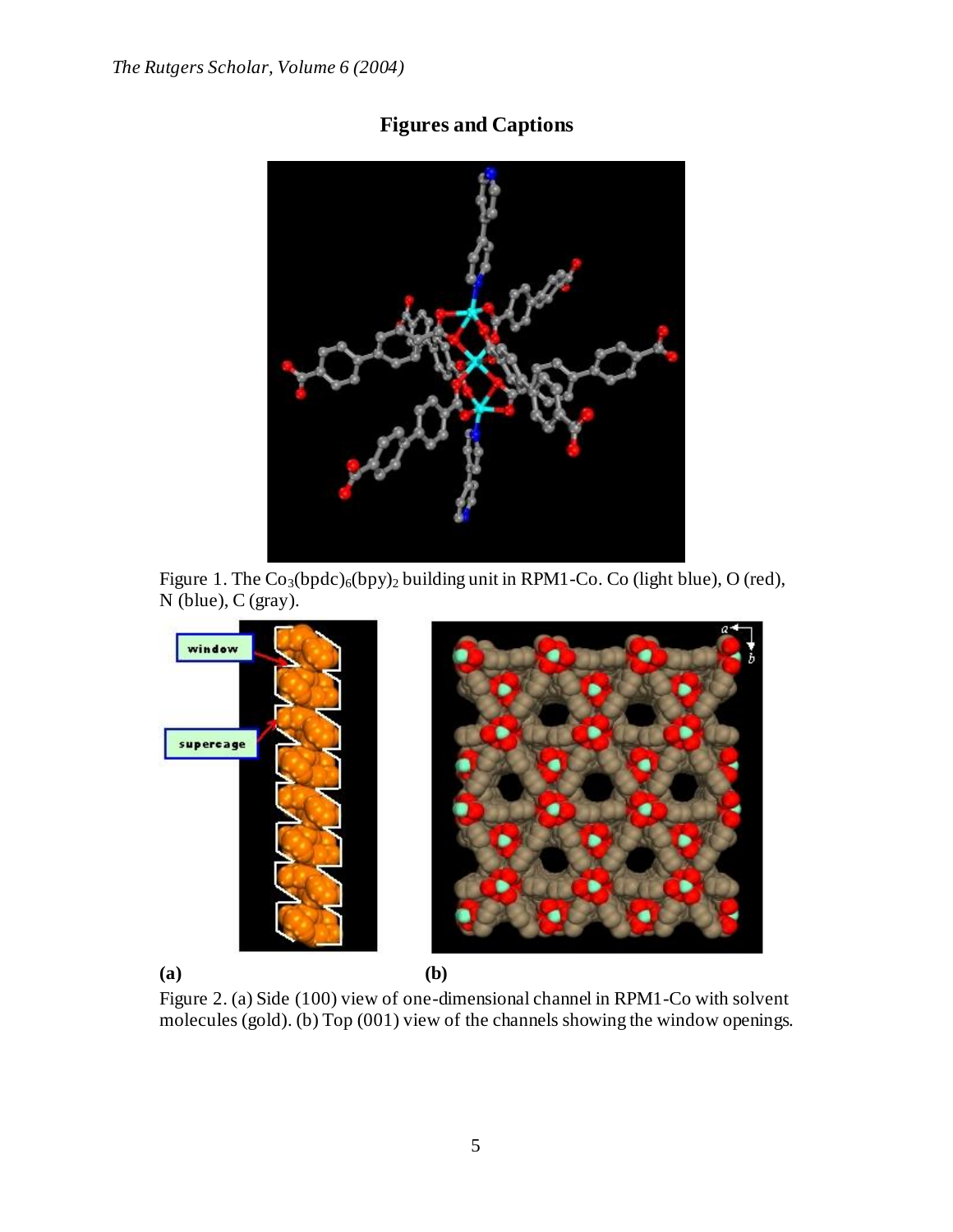## Figures and Captions

Figure 1. The $Co_3(bpdc)_6(bpy)_2$ building unit in RPM1-Co. Co (light blue), O (red), N (blue), C (gray).

(a) (b)

Figure 2. (a) Side (100) view of one-dimensional channel in RPM1-Co with solvent molecules (gold). (b) Top (001) view of the channels showing the window openings.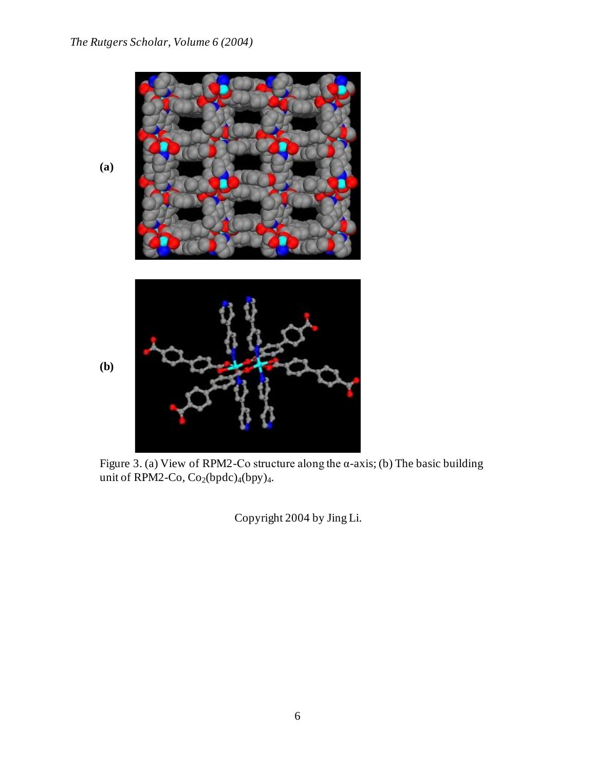**(a)**

**(b)**

Figure 3. (a) View of RPM2-Co structure along the α-axis; (b) The basic building unit of RPM2-Co, $Co_2(bpdc)_4(bpy)_4$.

Copyright 2004 by Jing Li.